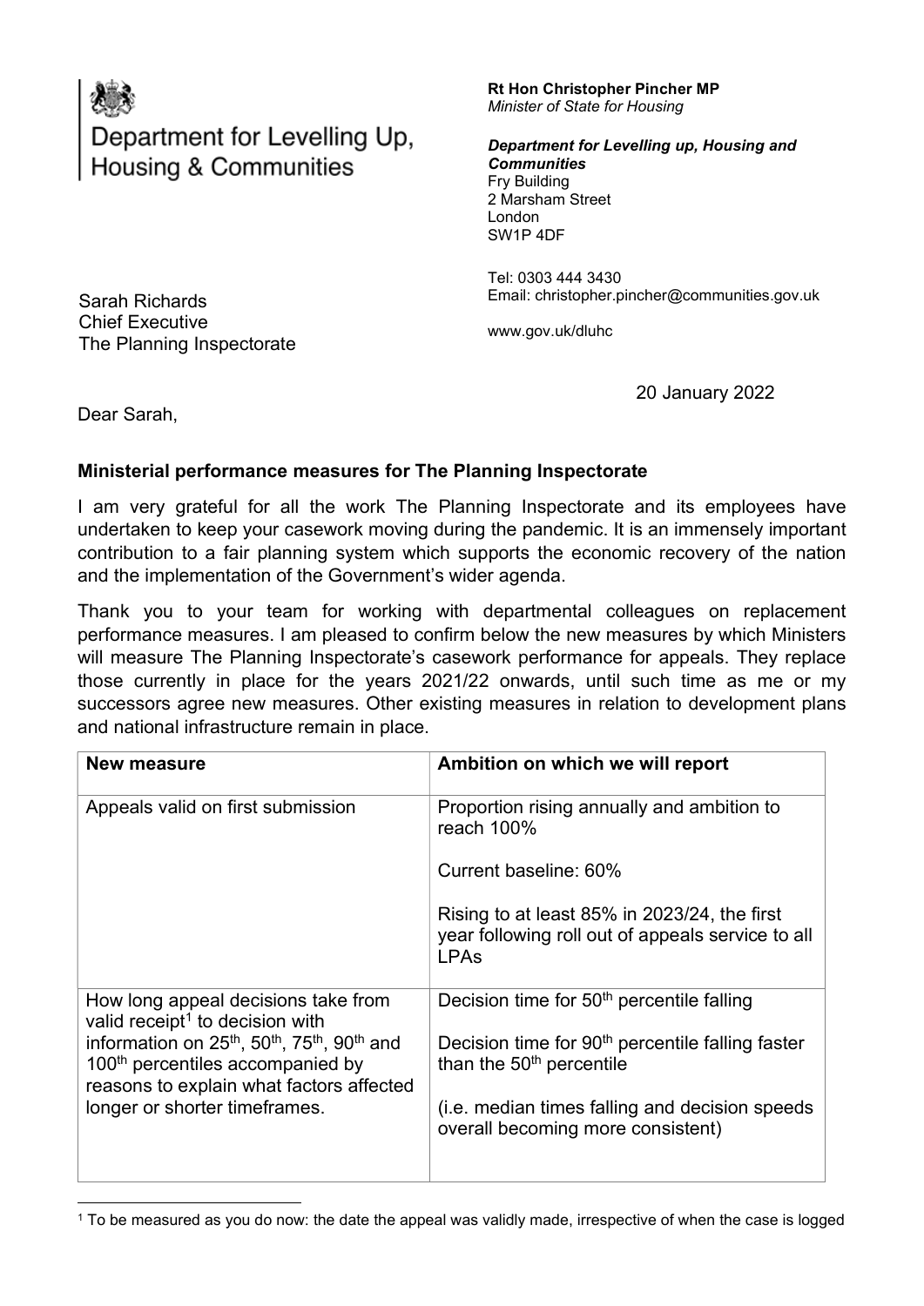# Department for Levelling Up, Housing & Communities

**Rt Hon Christopher Pincher MP**
*Minister of State for Housing*

***Department for Levelling up, Housing and Communities***
Fry Building
2 Marsham Street
London
SW1P 4DF

Tel: 0303 444 3430
Email: christopher.pincher@communities.gov.uk

www.gov.uk/dluhc

Sarah Richards
Chief Executive
The Planning Inspectorate

20 January 2022

Dear Sarah,

**Ministerial performance measures for The Planning Inspectorate**

I am very grateful for all the work The Planning Inspectorate and its employees have undertaken to keep your casework moving during the pandemic. It is an immensely important contribution to a fair planning system which supports the economic recovery of the nation and the implementation of the Government's wider agenda.

Thank you to your team for working with departmental colleagues on replacement performance measures. I am pleased to confirm below the new measures by which Ministers will measure The Planning Inspectorate's casework performance for appeals. They replace those currently in place for the years 2021/22 onwards, until such time as me or my successors agree new measures. Other existing measures in relation to development plans and national infrastructure remain in place.

| **New measure** | **Ambition on which we will report** |
| --- | --- |
| Appeals valid on first submission | Proportion rising annually and ambition to reach 100%<br><br>Current baseline: 60%<br><br>Rising to at least 85% in 2023/24, the first year following roll out of appeals service to all LPAs |
| How long appeal decisions take from valid receipt[1] to decision with information on 25th, 50th, 75th, 90th and 100th percentiles accompanied by reasons to explain what factors affected longer or shorter timeframes. | Decision time for 50th percentile falling<br><br>Decision time for 90th percentile falling faster than the 50th percentile<br><br>(i.e. median times falling and decision speeds overall becoming more consistent) |

[1] To be measured as you do now: the date the appeal was validly made, irrespective of when the case is logged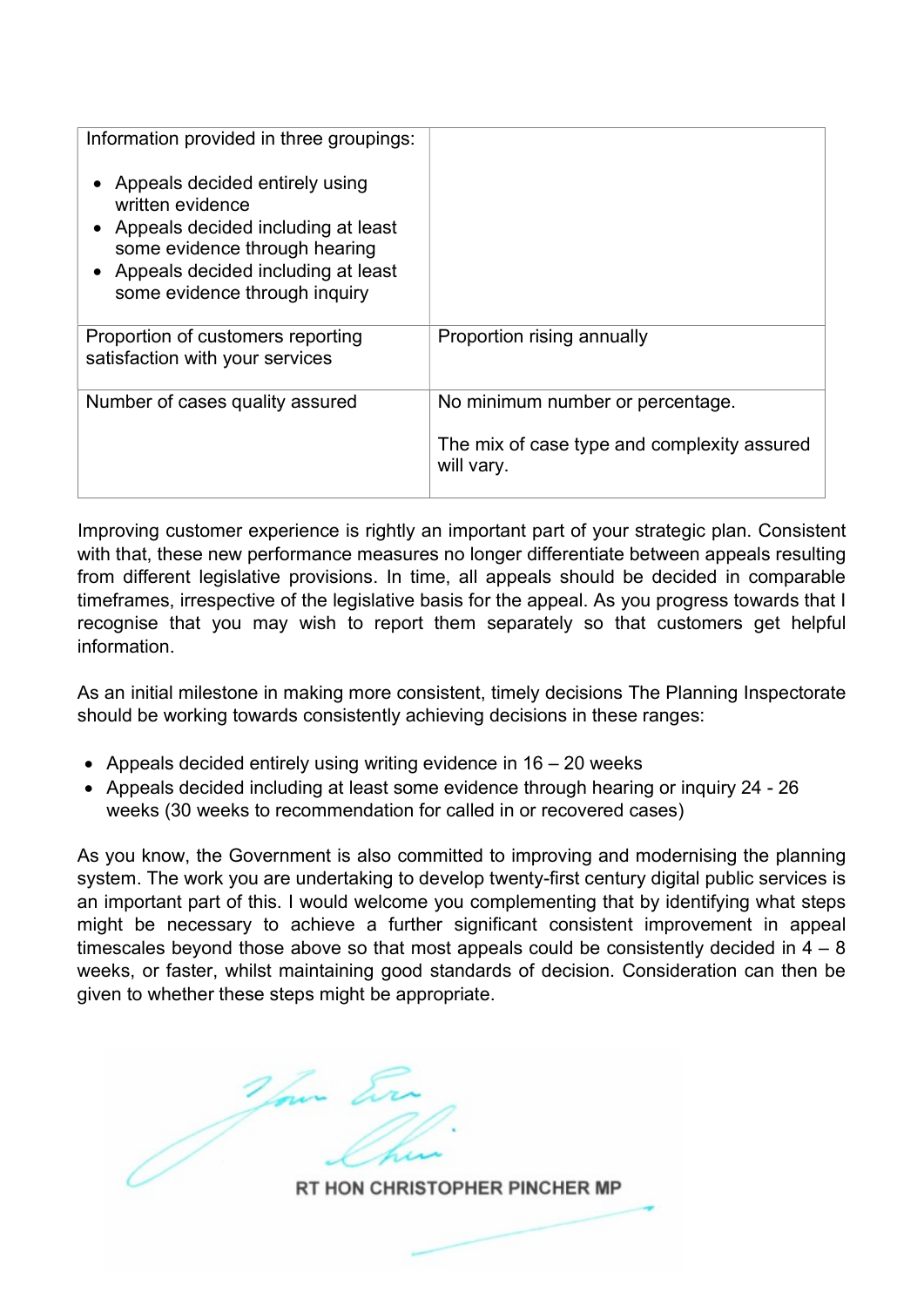| | |
|---|---|
| Information provided in three groupings:<br><br>- Appeals decided entirely using written evidence<br>- Appeals decided including at least some evidence through hearing<br>- Appeals decided including at least some evidence through inquiry | |
| Proportion of customers reporting satisfaction with your services | Proportion rising annually |
| Number of cases quality assured | No minimum number or percentage.<br><br>The mix of case type and complexity assured will vary. |

Improving customer experience is rightly an important part of your strategic plan. Consistent with that, these new performance measures no longer differentiate between appeals resulting from different legislative provisions. In time, all appeals should be decided in comparable timeframes, irrespective of the legislative basis for the appeal. As you progress towards that I recognise that you may wish to report them separately so that customers get helpful information.

As an initial milestone in making more consistent, timely decisions The Planning Inspectorate should be working towards consistently achieving decisions in these ranges:

- Appeals decided entirely using writing evidence in 16 – 20 weeks
- Appeals decided including at least some evidence through hearing or inquiry 24 - 26 weeks (30 weeks to recommendation for called in or recovered cases)

As you know, the Government is also committed to improving and modernising the planning system. The work you are undertaking to develop twenty-first century digital public services is an important part of this. I would welcome you complementing that by identifying what steps might be necessary to achieve a further significant consistent improvement in appeal timescales beyond those above so that most appeals could be consistently decided in 4 – 8 weeks, or faster, whilst maintaining good standards of decision. Consideration can then be given to whether these steps might be appropriate.

Yours Ever
Chris

**RT HON CHRISTOPHER PINCHER MP**